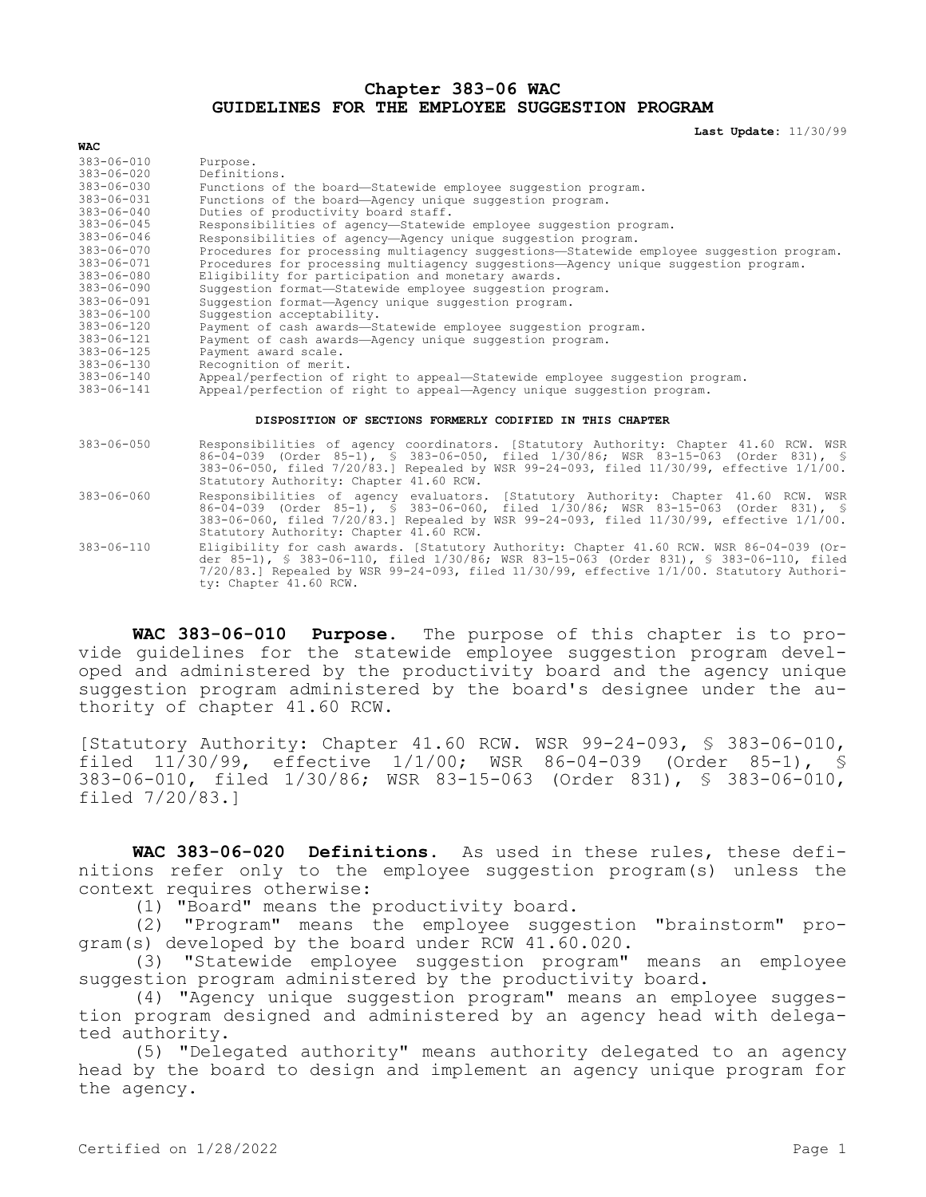# Chapter 383-06 WAC
# GUIDELINES FOR THE EMPLOYEE SUGGESTION PROGRAM

**Last Update:** 11/30/99

| WAC | |
|---|---|
| 383-06-010 | Purpose. |
| 383-06-020 | Definitions. |
| 383-06-030 | Functions of the board—Statewide employee suggestion program. |
| 383-06-031 | Functions of the board—Agency unique suggestion program. |
| 383-06-040 | Duties of productivity board staff. |
| 383-06-045 | Responsibilities of agency—Statewide employee suggestion program. |
| 383-06-046 | Responsibilities of agency—Agency unique suggestion program. |
| 383-06-070 | Procedures for processing multiagency suggestions—Statewide employee suggestion program. |
| 383-06-071 | Procedures for processing multiagency suggestions—Agency unique suggestion program. |
| 383-06-080 | Eligibility for participation and monetary awards. |
| 383-06-090 | Suggestion format—Statewide employee suggestion program. |
| 383-06-091 | Suggestion format—Agency unique suggestion program. |
| 383-06-100 | Suggestion acceptability. |
| 383-06-120 | Payment of cash awards—Statewide employee suggestion program. |
| 383-06-121 | Payment of cash awards—Agency unique suggestion program. |
| 383-06-125 | Payment award scale. |
| 383-06-130 | Recognition of merit. |
| 383-06-140 | Appeal/perfection of right to appeal—Statewide employee suggestion program. |
| 383-06-141 | Appeal/perfection of right to appeal—Agency unique suggestion program. |

**DISPOSITION OF SECTIONS FORMERLY CODIFIED IN THIS CHAPTER**

| | |
|---|---|
| 383-06-050 | Responsibilities of agency coordinators. [Statutory Authority: Chapter 41.60 RCW. WSR 86-04-039 (Order 85-1), § 383-06-050, filed 1/30/86; WSR 83-15-063 (Order 831), § 383-06-050, filed 7/20/83.] Repealed by WSR 99-24-093, filed 11/30/99, effective 1/1/00. Statutory Authority: Chapter 41.60 RCW. |
| 383-06-060 | Responsibilities of agency evaluators. [Statutory Authority: Chapter 41.60 RCW. WSR 86-04-039 (Order 85-1), § 383-06-060, filed 1/30/86; WSR 83-15-063 (Order 831), § 383-06-060, filed 7/20/83.] Repealed by WSR 99-24-093, filed 11/30/99, effective 1/1/00. Statutory Authority: Chapter 41.60 RCW. |
| 383-06-110 | Eligibility for cash awards. [Statutory Authority: Chapter 41.60 RCW. WSR 86-04-039 (Order 85-1), § 383-06-110, filed 1/30/86; WSR 83-15-063 (Order 831), § 383-06-110, filed 7/20/83.] Repealed by WSR 99-24-093, filed 11/30/99, effective 1/1/00. Statutory Authority: Chapter 41.60 RCW. |

**WAC 383-06-010 Purpose.** The purpose of this chapter is to provide guidelines for the statewide employee suggestion program developed and administered by the productivity board and the agency unique suggestion program administered by the board's designee under the authority of chapter 41.60 RCW.

[Statutory Authority: Chapter 41.60 RCW. WSR 99-24-093, § 383-06-010, filed 11/30/99, effective 1/1/00; WSR 86-04-039 (Order 85-1), § 383-06-010, filed 1/30/86; WSR 83-15-063 (Order 831), § 383-06-010, filed 7/20/83.]

**WAC 383-06-020 Definitions.** As used in these rules, these definitions refer only to the employee suggestion program(s) unless the context requires otherwise:

(1) "Board" means the productivity board.

(2) "Program" means the employee suggestion "brainstorm" program(s) developed by the board under RCW 41.60.020.

(3) "Statewide employee suggestion program" means an employee suggestion program administered by the productivity board.

(4) "Agency unique suggestion program" means an employee suggestion program designed and administered by an agency head with delegated authority.

(5) "Delegated authority" means authority delegated to an agency head by the board to design and implement an agency unique program for the agency.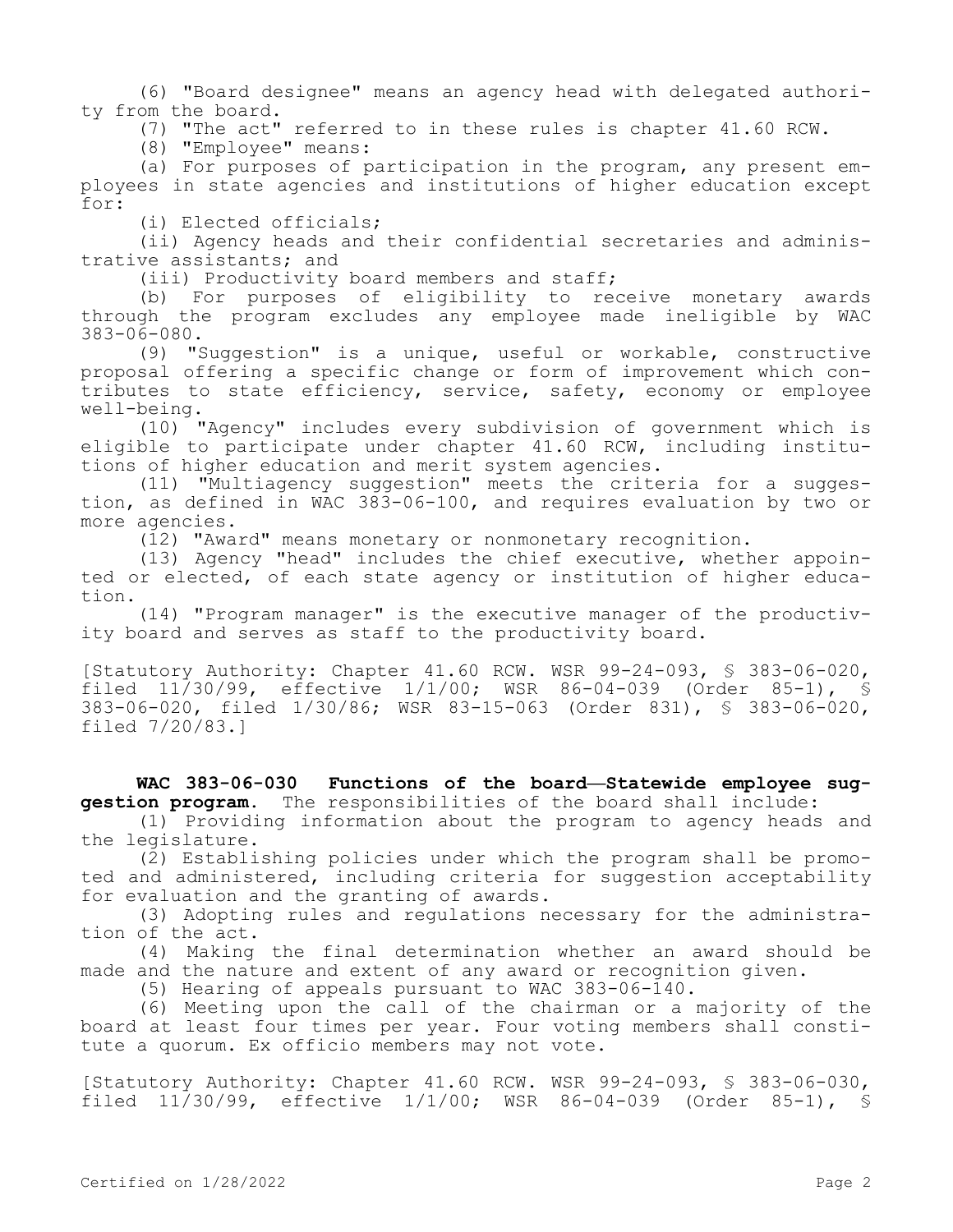(6) "Board designee" means an agency head with delegated authority from the board.

(7) "The act" referred to in these rules is chapter 41.60 RCW.

(8) "Employee" means:

(a) For purposes of participation in the program, any present employees in state agencies and institutions of higher education except for:

(i) Elected officials;

(ii) Agency heads and their confidential secretaries and administrative assistants; and

(iii) Productivity board members and staff;

(b) For purposes of eligibility to receive monetary awards through the program excludes any employee made ineligible by WAC 383-06-080.

(9) "Suggestion" is a unique, useful or workable, constructive proposal offering a specific change or form of improvement which contributes to state efficiency, service, safety, economy or employee well-being.

(10) "Agency" includes every subdivision of government which is eligible to participate under chapter 41.60 RCW, including institutions of higher education and merit system agencies.

(11) "Multiagency suggestion" meets the criteria for a suggestion, as defined in WAC 383-06-100, and requires evaluation by two or more agencies.

(12) "Award" means monetary or nonmonetary recognition.

(13) Agency "head" includes the chief executive, whether appointed or elected, of each state agency or institution of higher education.

(14) "Program manager" is the executive manager of the productivity board and serves as staff to the productivity board.

[Statutory Authority: Chapter 41.60 RCW. WSR 99-24-093, § 383-06-020, filed 11/30/99, effective 1/1/00; WSR 86-04-039 (Order 85-1), § 383-06-020, filed 1/30/86; WSR 83-15-063 (Order 831), § 383-06-020, filed 7/20/83.]

**WAC 383-06-030 Functions of the board—Statewide employee suggestion program.** The responsibilities of the board shall include:

(1) Providing information about the program to agency heads and the legislature.

(2) Establishing policies under which the program shall be promoted and administered, including criteria for suggestion acceptability for evaluation and the granting of awards.

(3) Adopting rules and regulations necessary for the administration of the act.

(4) Making the final determination whether an award should be made and the nature and extent of any award or recognition given.

(5) Hearing of appeals pursuant to WAC 383-06-140.

(6) Meeting upon the call of the chairman or a majority of the board at least four times per year. Four voting members shall constitute a quorum. Ex officio members may not vote.

[Statutory Authority: Chapter 41.60 RCW. WSR 99-24-093, § 383-06-030, filed 11/30/99, effective 1/1/00; WSR 86-04-039 (Order 85-1), §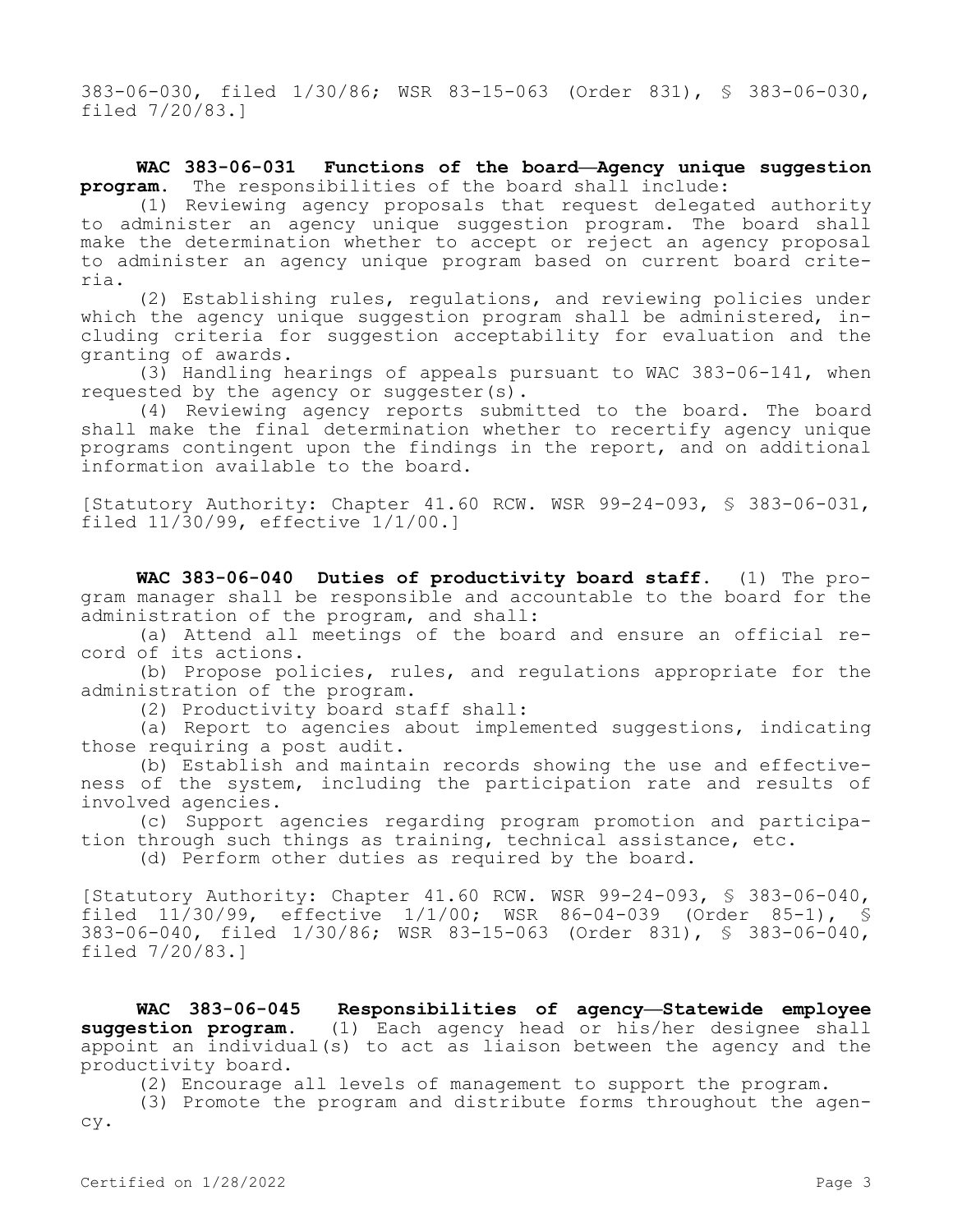383-06-030, filed 1/30/86; WSR 83-15-063 (Order 831), § 383-06-030, filed 7/20/83.]

**WAC 383-06-031 Functions of the board—Agency unique suggestion program.** The responsibilities of the board shall include:

(1) Reviewing agency proposals that request delegated authority to administer an agency unique suggestion program. The board shall make the determination whether to accept or reject an agency proposal to administer an agency unique program based on current board criteria.

(2) Establishing rules, regulations, and reviewing policies under which the agency unique suggestion program shall be administered, including criteria for suggestion acceptability for evaluation and the granting of awards.

(3) Handling hearings of appeals pursuant to WAC 383-06-141, when requested by the agency or suggester(s).

(4) Reviewing agency reports submitted to the board. The board shall make the final determination whether to recertify agency unique programs contingent upon the findings in the report, and on additional information available to the board.

[Statutory Authority: Chapter 41.60 RCW. WSR 99-24-093, § 383-06-031, filed 11/30/99, effective 1/1/00.]

**WAC 383-06-040 Duties of productivity board staff.** (1) The program manager shall be responsible and accountable to the board for the administration of the program, and shall:

(a) Attend all meetings of the board and ensure an official record of its actions.

(b) Propose policies, rules, and regulations appropriate for the administration of the program.

(2) Productivity board staff shall:

(a) Report to agencies about implemented suggestions, indicating those requiring a post audit.

(b) Establish and maintain records showing the use and effectiveness of the system, including the participation rate and results of involved agencies.

(c) Support agencies regarding program promotion and participation through such things as training, technical assistance, etc.

(d) Perform other duties as required by the board.

[Statutory Authority: Chapter 41.60 RCW. WSR 99-24-093, § 383-06-040, filed 11/30/99, effective 1/1/00; WSR 86-04-039 (Order 85-1), § 383-06-040, filed 1/30/86; WSR 83-15-063 (Order 831), § 383-06-040, filed 7/20/83.]

**WAC 383-06-045 Responsibilities of agency—Statewide employee suggestion program.** (1) Each agency head or his/her designee shall appoint an individual(s) to act as liaison between the agency and the productivity board.

(2) Encourage all levels of management to support the program.

(3) Promote the program and distribute forms throughout the agency.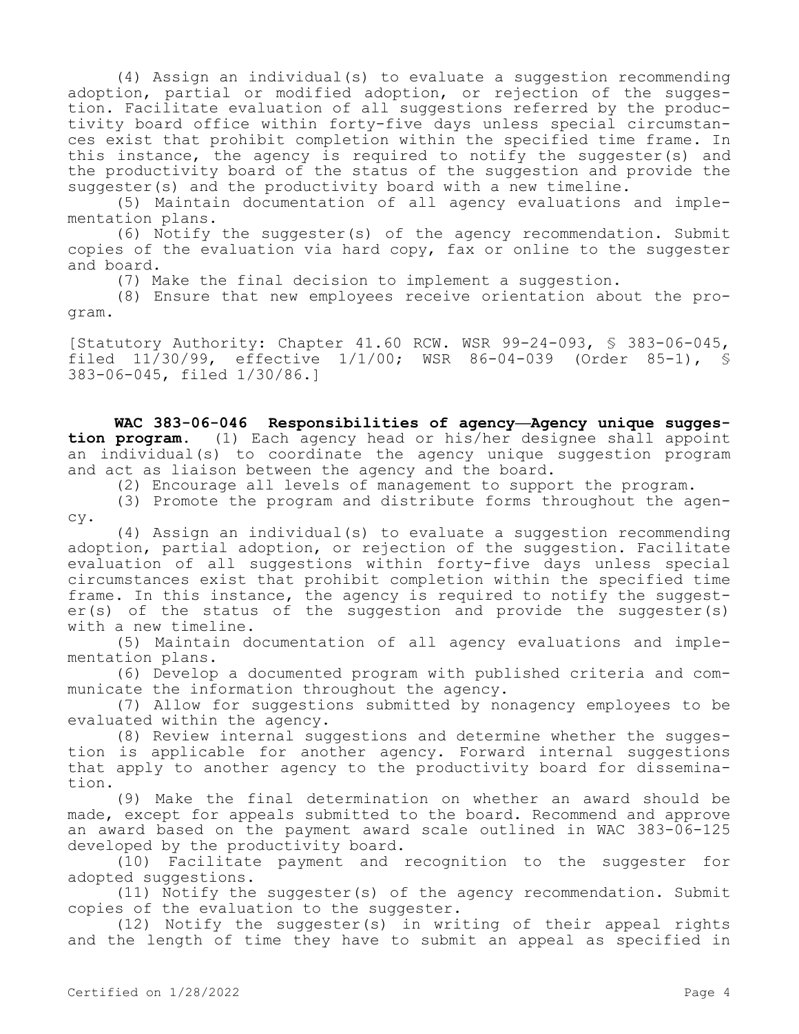(4) Assign an individual(s) to evaluate a suggestion recommending adoption, partial or modified adoption, or rejection of the suggestion. Facilitate evaluation of all suggestions referred by the productivity board office within forty-five days unless special circumstances exist that prohibit completion within the specified time frame. In this instance, the agency is required to notify the suggester(s) and the productivity board of the status of the suggestion and provide the suggester(s) and the productivity board with a new timeline.

(5) Maintain documentation of all agency evaluations and implementation plans.

(6) Notify the suggester(s) of the agency recommendation. Submit copies of the evaluation via hard copy, fax or online to the suggester and board.

(7) Make the final decision to implement a suggestion.

(8) Ensure that new employees receive orientation about the program.

[Statutory Authority: Chapter 41.60 RCW. WSR 99-24-093, § 383-06-045, filed 11/30/99, effective 1/1/00; WSR 86-04-039 (Order 85-1), § 383-06-045, filed 1/30/86.]

**WAC 383-06-046 Responsibilities of agency—Agency unique suggestion program.** (1) Each agency head or his/her designee shall appoint an individual(s) to coordinate the agency unique suggestion program and act as liaison between the agency and the board.

(2) Encourage all levels of management to support the program.

(3) Promote the program and distribute forms throughout the agency.

(4) Assign an individual(s) to evaluate a suggestion recommending adoption, partial adoption, or rejection of the suggestion. Facilitate evaluation of all suggestions within forty-five days unless special circumstances exist that prohibit completion within the specified time frame. In this instance, the agency is required to notify the suggester(s) of the status of the suggestion and provide the suggester(s) with a new timeline.

(5) Maintain documentation of all agency evaluations and implementation plans.

(6) Develop a documented program with published criteria and communicate the information throughout the agency.

(7) Allow for suggestions submitted by nonagency employees to be evaluated within the agency.

(8) Review internal suggestions and determine whether the suggestion is applicable for another agency. Forward internal suggestions that apply to another agency to the productivity board for dissemination.

(9) Make the final determination on whether an award should be made, except for appeals submitted to the board. Recommend and approve an award based on the payment award scale outlined in WAC 383-06-125 developed by the productivity board.

(10) Facilitate payment and recognition to the suggester for adopted suggestions.

(11) Notify the suggester(s) of the agency recommendation. Submit copies of the evaluation to the suggester.

(12) Notify the suggester(s) in writing of their appeal rights and the length of time they have to submit an appeal as specified in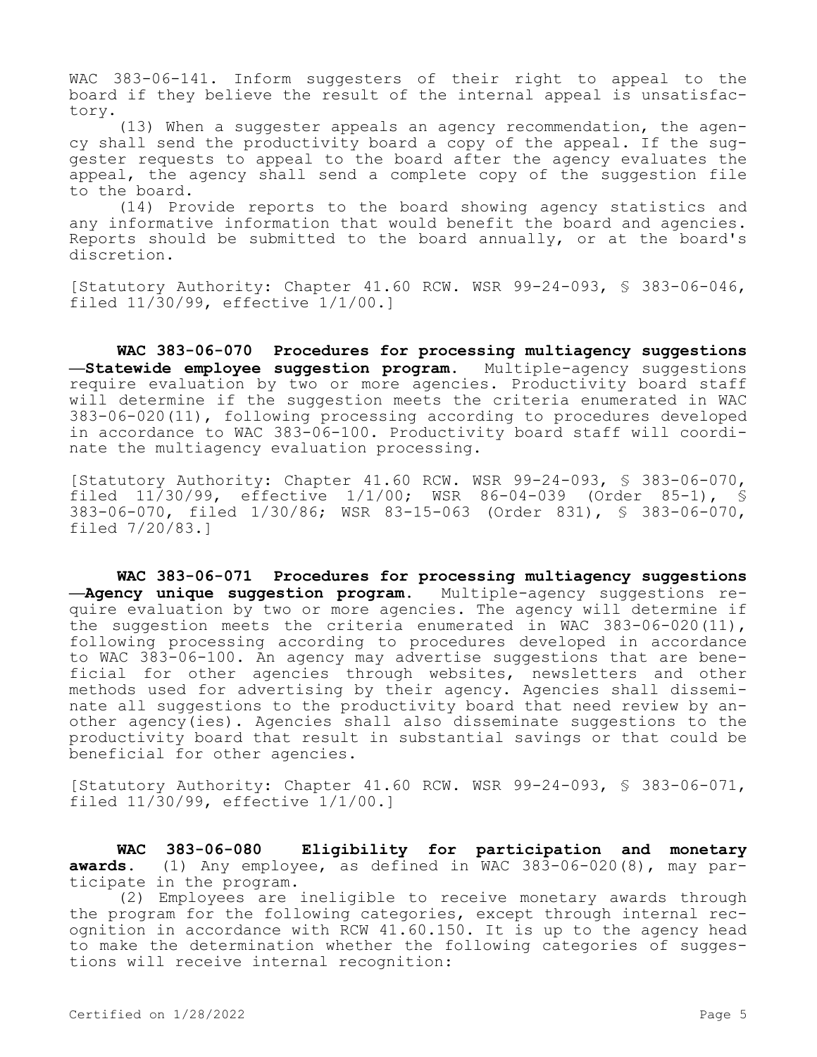WAC 383-06-141. Inform suggesters of their right to appeal to the board if they believe the result of the internal appeal is unsatisfactory.

(13) When a suggester appeals an agency recommendation, the agency shall send the productivity board a copy of the appeal. If the suggester requests to appeal to the board after the agency evaluates the appeal, the agency shall send a complete copy of the suggestion file to the board.

(14) Provide reports to the board showing agency statistics and any informative information that would benefit the board and agencies. Reports should be submitted to the board annually, or at the board's discretion.

[Statutory Authority: Chapter 41.60 RCW. WSR 99-24-093, § 383-06-046, filed 11/30/99, effective 1/1/00.]

**WAC 383-06-070 Procedures for processing multiagency suggestions —Statewide employee suggestion program.** Multiple-agency suggestions require evaluation by two or more agencies. Productivity board staff will determine if the suggestion meets the criteria enumerated in WAC 383-06-020(11), following processing according to procedures developed in accordance to WAC 383-06-100. Productivity board staff will coordinate the multiagency evaluation processing.

[Statutory Authority: Chapter 41.60 RCW. WSR 99-24-093, § 383-06-070, filed 11/30/99, effective 1/1/00; WSR 86-04-039 (Order 85-1), § 383-06-070, filed 1/30/86; WSR 83-15-063 (Order 831), § 383-06-070, filed 7/20/83.]

**WAC 383-06-071 Procedures for processing multiagency suggestions —Agency unique suggestion program.** Multiple-agency suggestions require evaluation by two or more agencies. The agency will determine if the suggestion meets the criteria enumerated in WAC 383-06-020(11), following processing according to procedures developed in accordance to WAC 383-06-100. An agency may advertise suggestions that are beneficial for other agencies through websites, newsletters and other methods used for advertising by their agency. Agencies shall disseminate all suggestions to the productivity board that need review by another agency(ies). Agencies shall also disseminate suggestions to the productivity board that result in substantial savings or that could be beneficial for other agencies.

[Statutory Authority: Chapter 41.60 RCW. WSR 99-24-093, § 383-06-071, filed 11/30/99, effective 1/1/00.]

**WAC 383-06-080 Eligibility for participation and monetary awards.** (1) Any employee, as defined in WAC 383-06-020(8), may participate in the program.

(2) Employees are ineligible to receive monetary awards through the program for the following categories, except through internal recognition in accordance with RCW 41.60.150. It is up to the agency head to make the determination whether the following categories of suggestions will receive internal recognition: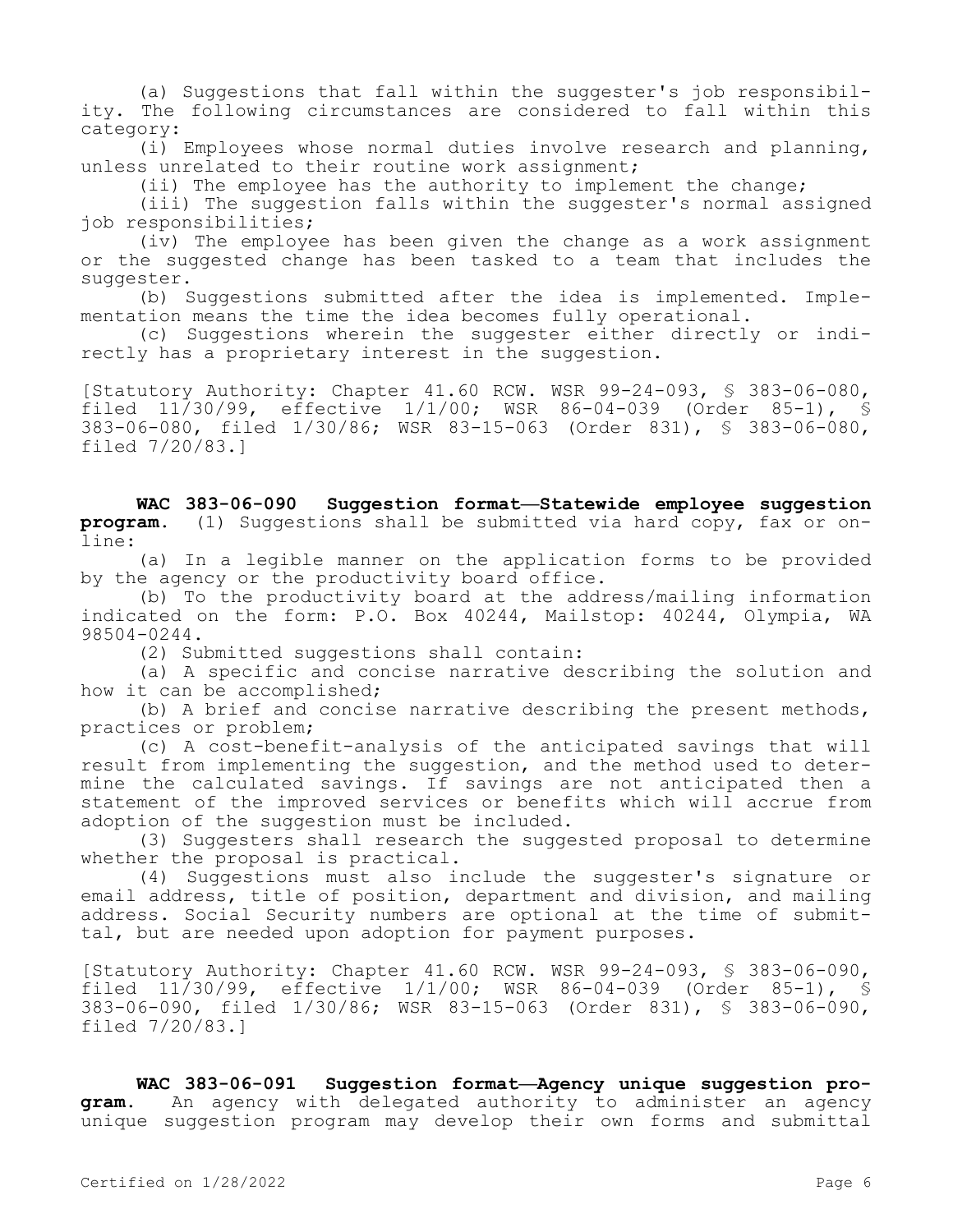(a) Suggestions that fall within the suggester's job responsibility. The following circumstances are considered to fall within this category:

(i) Employees whose normal duties involve research and planning, unless unrelated to their routine work assignment;

(ii) The employee has the authority to implement the change;

(iii) The suggestion falls within the suggester's normal assigned job responsibilities;

(iv) The employee has been given the change as a work assignment or the suggested change has been tasked to a team that includes the suggester.

(b) Suggestions submitted after the idea is implemented. Implementation means the time the idea becomes fully operational.

(c) Suggestions wherein the suggester either directly or indirectly has a proprietary interest in the suggestion.

[Statutory Authority: Chapter 41.60 RCW. WSR 99-24-093, § 383-06-080, filed 11/30/99, effective 1/1/00; WSR 86-04-039 (Order 85-1), § 383-06-080, filed 1/30/86; WSR 83-15-063 (Order 831), § 383-06-080, filed 7/20/83.]

**WAC 383-06-090 Suggestion format—Statewide employee suggestion program.** (1) Suggestions shall be submitted via hard copy, fax or online:

(a) In a legible manner on the application forms to be provided by the agency or the productivity board office.

(b) To the productivity board at the address/mailing information indicated on the form: P.O. Box 40244, Mailstop: 40244, Olympia, WA 98504-0244.

(2) Submitted suggestions shall contain:

(a) A specific and concise narrative describing the solution and how it can be accomplished;

(b) A brief and concise narrative describing the present methods, practices or problem;

(c) A cost-benefit-analysis of the anticipated savings that will result from implementing the suggestion, and the method used to determine the calculated savings. If savings are not anticipated then a statement of the improved services or benefits which will accrue from adoption of the suggestion must be included.

(3) Suggesters shall research the suggested proposal to determine whether the proposal is practical.

(4) Suggestions must also include the suggester's signature or email address, title of position, department and division, and mailing address. Social Security numbers are optional at the time of submittal, but are needed upon adoption for payment purposes.

[Statutory Authority: Chapter 41.60 RCW. WSR 99-24-093, § 383-06-090, filed 11/30/99, effective 1/1/00; WSR 86-04-039 (Order 85-1), § 383-06-090, filed 1/30/86; WSR 83-15-063 (Order 831), § 383-06-090, filed 7/20/83.]

**WAC 383-06-091 Suggestion format—Agency unique suggestion program.** An agency with delegated authority to administer an agency unique suggestion program may develop their own forms and submittal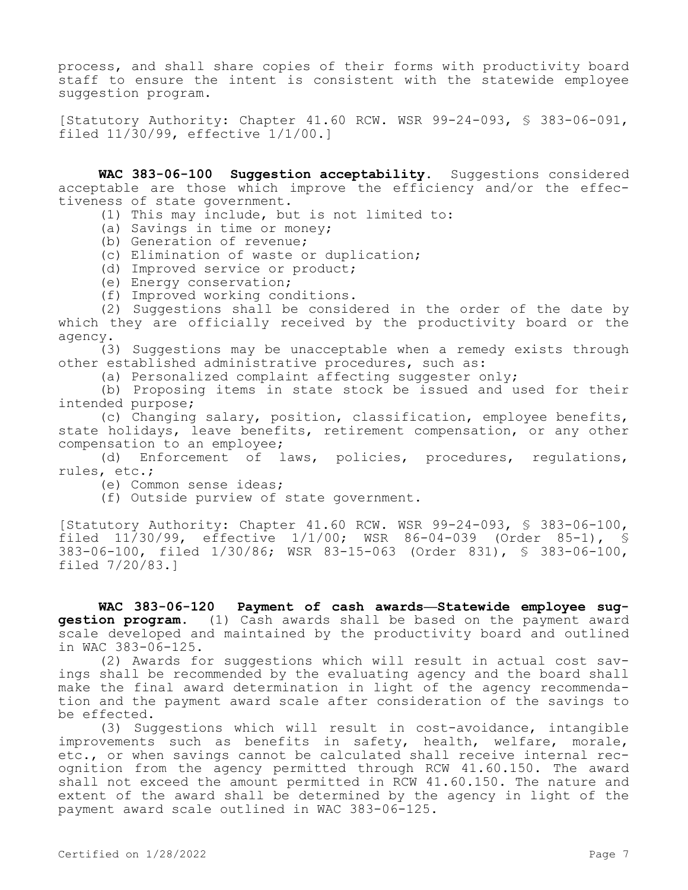process, and shall share copies of their forms with productivity board staff to ensure the intent is consistent with the statewide employee suggestion program.

[Statutory Authority: Chapter 41.60 RCW. WSR 99-24-093, § 383-06-091, filed 11/30/99, effective 1/1/00.]

**WAC 383-06-100 Suggestion acceptability.** Suggestions considered acceptable are those which improve the efficiency and/or the effectiveness of state government.

(1) This may include, but is not limited to:

(a) Savings in time or money;

(b) Generation of revenue;

(c) Elimination of waste or duplication;

(d) Improved service or product;

(e) Energy conservation;

(f) Improved working conditions.

(2) Suggestions shall be considered in the order of the date by which they are officially received by the productivity board or the agency.

(3) Suggestions may be unacceptable when a remedy exists through other established administrative procedures, such as:

(a) Personalized complaint affecting suggester only;

(b) Proposing items in state stock be issued and used for their intended purpose;

(c) Changing salary, position, classification, employee benefits, state holidays, leave benefits, retirement compensation, or any other compensation to an employee;

(d) Enforcement of laws, policies, procedures, regulations, rules, etc.;

(e) Common sense ideas;

(f) Outside purview of state government.

[Statutory Authority: Chapter 41.60 RCW. WSR 99-24-093, § 383-06-100, filed 11/30/99, effective 1/1/00; WSR 86-04-039 (Order 85-1), § 383-06-100, filed 1/30/86; WSR 83-15-063 (Order 831), § 383-06-100, filed 7/20/83.]

**WAC 383-06-120 Payment of cash awards—Statewide employee suggestion program.** (1) Cash awards shall be based on the payment award scale developed and maintained by the productivity board and outlined in WAC 383-06-125.

(2) Awards for suggestions which will result in actual cost savings shall be recommended by the evaluating agency and the board shall make the final award determination in light of the agency recommendation and the payment award scale after consideration of the savings to be effected.

(3) Suggestions which will result in cost-avoidance, intangible improvements such as benefits in safety, health, welfare, morale, etc., or when savings cannot be calculated shall receive internal recognition from the agency permitted through RCW 41.60.150. The award shall not exceed the amount permitted in RCW 41.60.150. The nature and extent of the award shall be determined by the agency in light of the payment award scale outlined in WAC 383-06-125.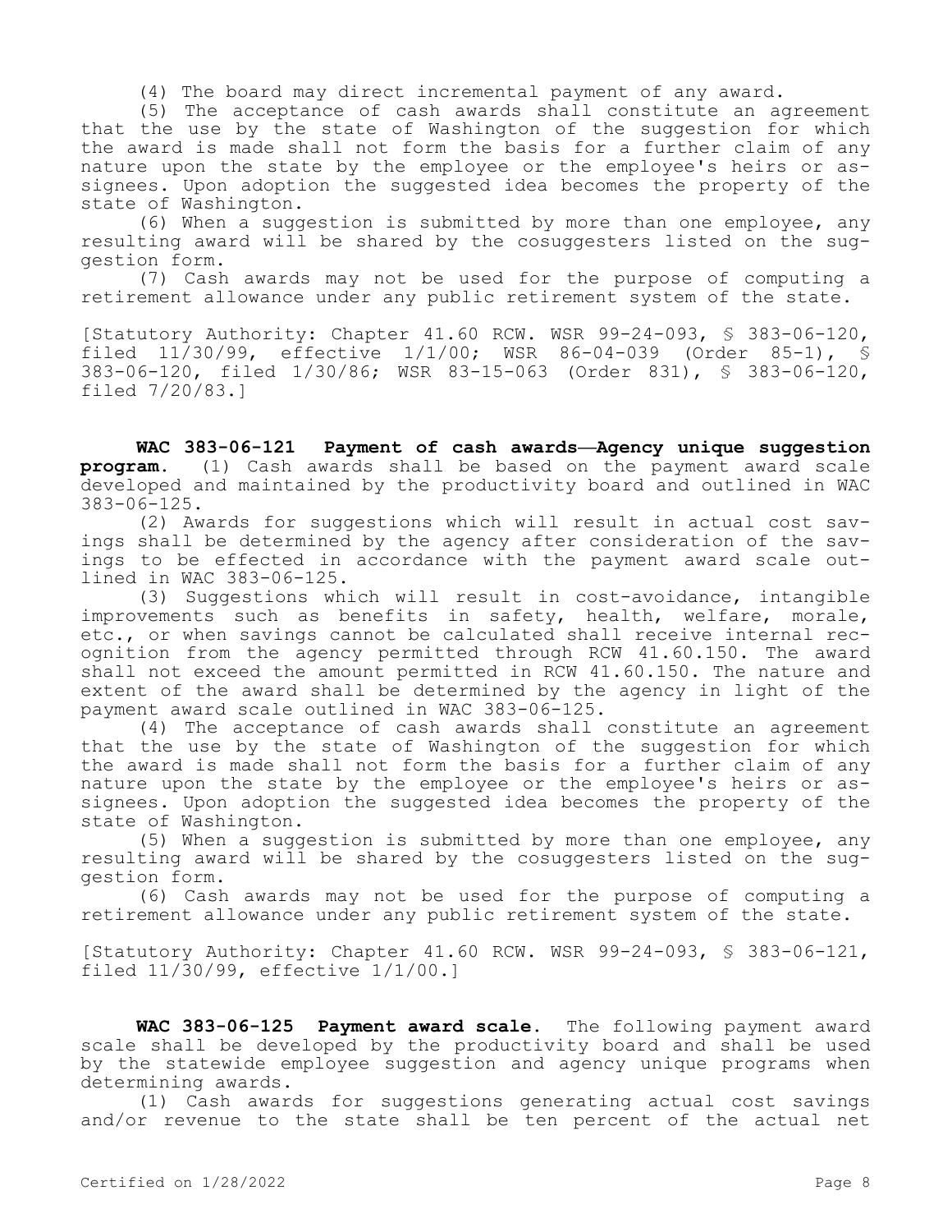(4) The board may direct incremental payment of any award.

(5) The acceptance of cash awards shall constitute an agreement that the use by the state of Washington of the suggestion for which the award is made shall not form the basis for a further claim of any nature upon the state by the employee or the employee's heirs or assignees. Upon adoption the suggested idea becomes the property of the state of Washington.

(6) When a suggestion is submitted by more than one employee, any resulting award will be shared by the cosuggesters listed on the suggestion form.

(7) Cash awards may not be used for the purpose of computing a retirement allowance under any public retirement system of the state.

[Statutory Authority: Chapter 41.60 RCW. WSR 99-24-093, § 383-06-120, filed 11/30/99, effective 1/1/00; WSR 86-04-039 (Order 85-1), § 383-06-120, filed 1/30/86; WSR 83-15-063 (Order 831), § 383-06-120, filed 7/20/83.]

**WAC 383-06-121 Payment of cash awards—Agency unique suggestion program.** (1) Cash awards shall be based on the payment award scale developed and maintained by the productivity board and outlined in WAC 383-06-125.

(2) Awards for suggestions which will result in actual cost savings shall be determined by the agency after consideration of the savings to be effected in accordance with the payment award scale outlined in WAC 383-06-125.

(3) Suggestions which will result in cost-avoidance, intangible improvements such as benefits in safety, health, welfare, morale, etc., or when savings cannot be calculated shall receive internal recognition from the agency permitted through RCW 41.60.150. The award shall not exceed the amount permitted in RCW 41.60.150. The nature and extent of the award shall be determined by the agency in light of the payment award scale outlined in WAC 383-06-125.

(4) The acceptance of cash awards shall constitute an agreement that the use by the state of Washington of the suggestion for which the award is made shall not form the basis for a further claim of any nature upon the state by the employee or the employee's heirs or assignees. Upon adoption the suggested idea becomes the property of the state of Washington.

(5) When a suggestion is submitted by more than one employee, any resulting award will be shared by the cosuggesters listed on the suggestion form.

(6) Cash awards may not be used for the purpose of computing a retirement allowance under any public retirement system of the state.

[Statutory Authority: Chapter 41.60 RCW. WSR 99-24-093, § 383-06-121, filed 11/30/99, effective 1/1/00.]

**WAC 383-06-125 Payment award scale.** The following payment award scale shall be developed by the productivity board and shall be used by the statewide employee suggestion and agency unique programs when determining awards.

(1) Cash awards for suggestions generating actual cost savings and/or revenue to the state shall be ten percent of the actual net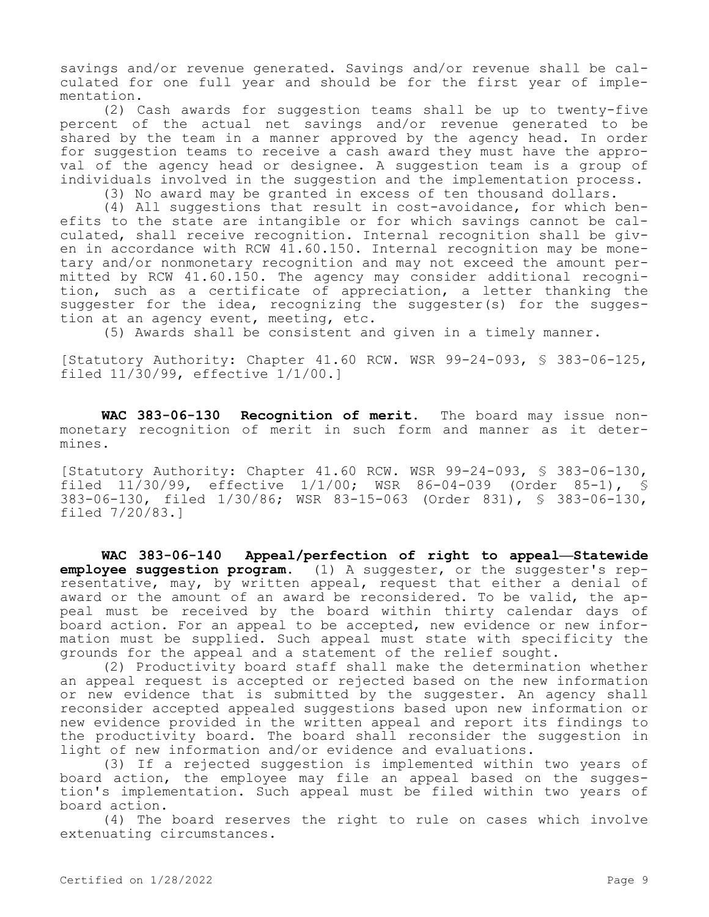savings and/or revenue generated. Savings and/or revenue shall be calculated for one full year and should be for the first year of implementation.

(2) Cash awards for suggestion teams shall be up to twenty-five percent of the actual net savings and/or revenue generated to be shared by the team in a manner approved by the agency head. In order for suggestion teams to receive a cash award they must have the approval of the agency head or designee. A suggestion team is a group of individuals involved in the suggestion and the implementation process.

(3) No award may be granted in excess of ten thousand dollars.

(4) All suggestions that result in cost-avoidance, for which benefits to the state are intangible or for which savings cannot be calculated, shall receive recognition. Internal recognition shall be given in accordance with RCW 41.60.150. Internal recognition may be monetary and/or nonmonetary recognition and may not exceed the amount permitted by RCW 41.60.150. The agency may consider additional recognition, such as a certificate of appreciation, a letter thanking the suggester for the idea, recognizing the suggester(s) for the suggestion at an agency event, meeting, etc.

(5) Awards shall be consistent and given in a timely manner.

[Statutory Authority: Chapter 41.60 RCW. WSR 99-24-093, § 383-06-125, filed 11/30/99, effective 1/1/00.]

**WAC 383-06-130 Recognition of merit.** The board may issue nonmonetary recognition of merit in such form and manner as it determines.

[Statutory Authority: Chapter 41.60 RCW. WSR 99-24-093, § 383-06-130, filed 11/30/99, effective 1/1/00; WSR 86-04-039 (Order 85-1), § 383-06-130, filed 1/30/86; WSR 83-15-063 (Order 831), § 383-06-130, filed 7/20/83.]

**WAC 383-06-140 Appeal/perfection of right to appeal—Statewide employee suggestion program.** (1) A suggester, or the suggester's representative, may, by written appeal, request that either a denial of award or the amount of an award be reconsidered. To be valid, the appeal must be received by the board within thirty calendar days of board action. For an appeal to be accepted, new evidence or new information must be supplied. Such appeal must state with specificity the grounds for the appeal and a statement of the relief sought.

(2) Productivity board staff shall make the determination whether an appeal request is accepted or rejected based on the new information or new evidence that is submitted by the suggester. An agency shall reconsider accepted appealed suggestions based upon new information or new evidence provided in the written appeal and report its findings to the productivity board. The board shall reconsider the suggestion in light of new information and/or evidence and evaluations.

(3) If a rejected suggestion is implemented within two years of board action, the employee may file an appeal based on the suggestion's implementation. Such appeal must be filed within two years of board action.

(4) The board reserves the right to rule on cases which involve extenuating circumstances.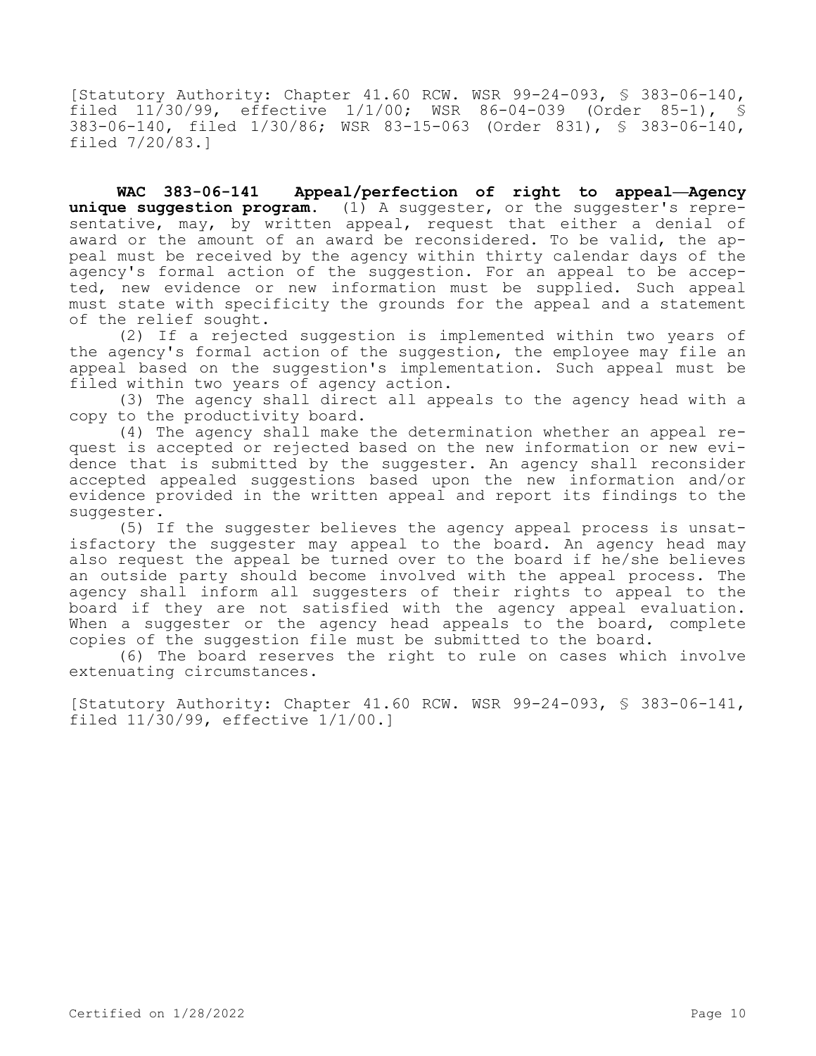[Statutory Authority: Chapter 41.60 RCW. WSR 99-24-093, § 383-06-140, filed 11/30/99, effective 1/1/00; WSR 86-04-039 (Order 85-1), § 383-06-140, filed 1/30/86; WSR 83-15-063 (Order 831), § 383-06-140, filed 7/20/83.]

**WAC 383-06-141 Appeal/perfection of right to appeal—Agency unique suggestion program.** (1) A suggester, or the suggester's representative, may, by written appeal, request that either a denial of award or the amount of an award be reconsidered. To be valid, the appeal must be received by the agency within thirty calendar days of the agency's formal action of the suggestion. For an appeal to be accepted, new evidence or new information must be supplied. Such appeal must state with specificity the grounds for the appeal and a statement of the relief sought.

(2) If a rejected suggestion is implemented within two years of the agency's formal action of the suggestion, the employee may file an appeal based on the suggestion's implementation. Such appeal must be filed within two years of agency action.

(3) The agency shall direct all appeals to the agency head with a copy to the productivity board.

(4) The agency shall make the determination whether an appeal request is accepted or rejected based on the new information or new evidence that is submitted by the suggester. An agency shall reconsider accepted appealed suggestions based upon the new information and/or evidence provided in the written appeal and report its findings to the suggester.

(5) If the suggester believes the agency appeal process is unsatisfactory the suggester may appeal to the board. An agency head may also request the appeal be turned over to the board if he/she believes an outside party should become involved with the appeal process. The agency shall inform all suggesters of their rights to appeal to the board if they are not satisfied with the agency appeal evaluation. When a suggester or the agency head appeals to the board, complete copies of the suggestion file must be submitted to the board.

(6) The board reserves the right to rule on cases which involve extenuating circumstances.

[Statutory Authority: Chapter 41.60 RCW. WSR 99-24-093, § 383-06-141, filed 11/30/99, effective 1/1/00.]